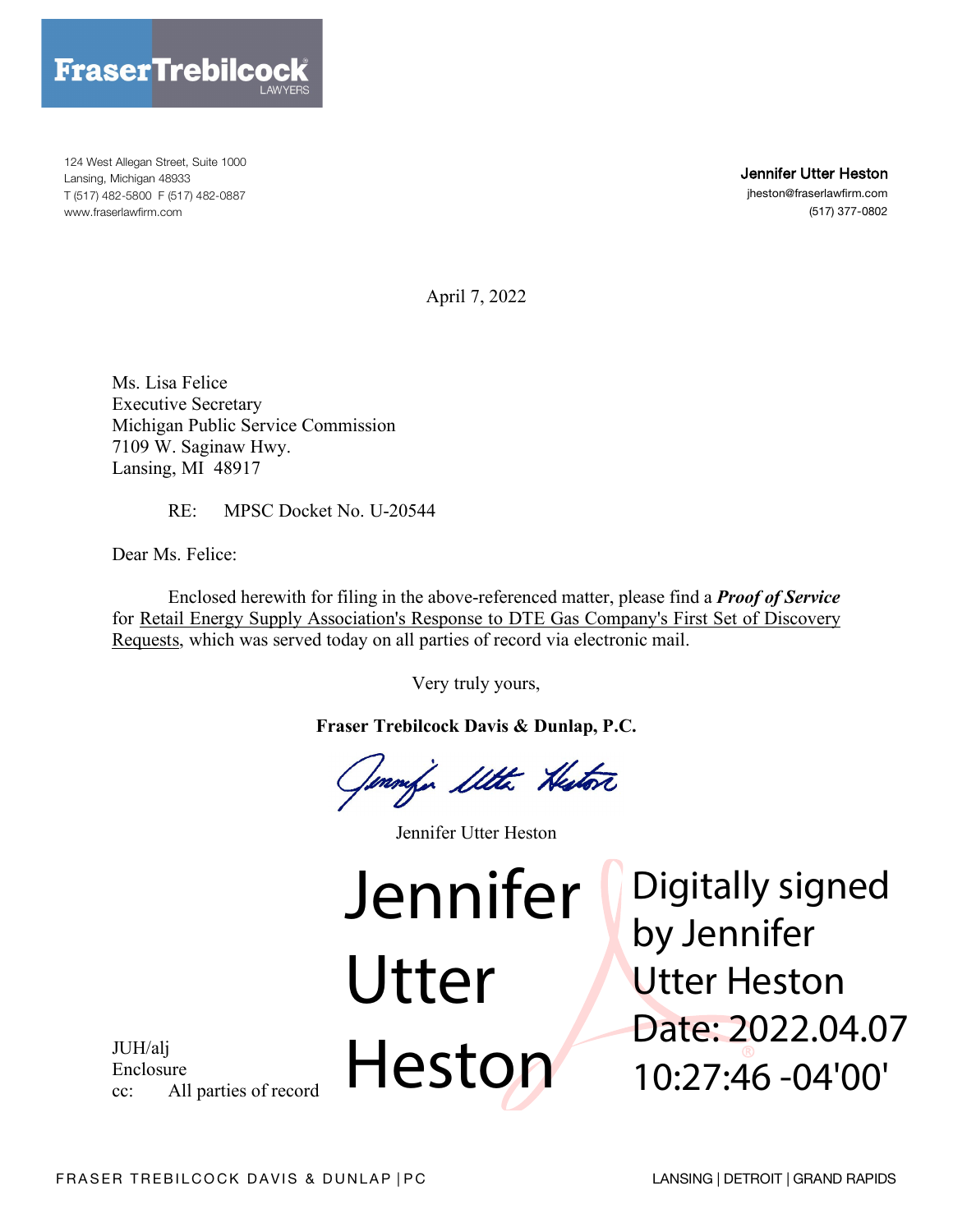124 West Allegan Street, Suite 1000
Lansing, Michigan 48933
T (517) 482-5800 F (517) 482-0887
www.fraserlawfirm.com

**Jennifer Utter Heston**
jheston@fraserlawfirm.com
(517) 377-0802

April 7, 2022

Ms. Lisa Felice
Executive Secretary
Michigan Public Service Commission
7109 W. Saginaw Hwy.
Lansing, MI 48917

RE: MPSC Docket No. U-20544

Dear Ms. Felice:

Enclosed herewith for filing in the above-referenced matter, please find a ***Proof of Service*** for Retail Energy Supply Association's Response to DTE Gas Company's First Set of Discovery Requests, which was served today on all parties of record via electronic mail.

Very truly yours,

**Fraser Trebilcock Davis & Dunlap, P.C.**

Jennifer Utter Heston

Jennifer Utter Heston

Digitally signed by Jennifer Utter Heston
Date: 2022.04.07 10:27:46 -04'00'

JUH/alj
Enclosure
cc: All parties of record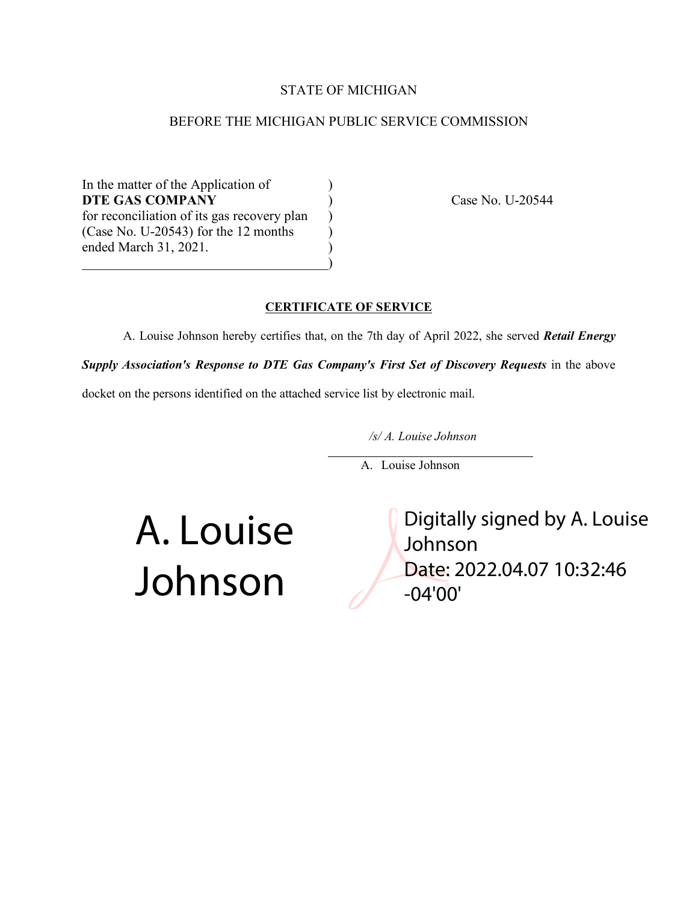STATE OF MICHIGAN

BEFORE THE MICHIGAN PUBLIC SERVICE COMMISSION

| | | |
|---|---|---|
| In the matter of the Application of **DTE GAS COMPANY** for reconciliation of its gas recovery plan (Case No. U-20543) for the 12 months ended March 31, 2021. | ) | Case No. U-20544 |

**CERTIFICATE OF SERVICE**

A. Louise Johnson hereby certifies that, on the 7th day of April 2022, she served ***Retail Energy Supply Association's Response to DTE Gas Company's First Set of Discovery Requests*** in the above docket on the persons identified on the attached service list by electronic mail.

*/s/ A. Louise Johnson*

A. Louise Johnson

A. Louise Johnson

Digitally signed by A. Louise Johnson
Date: 2022.04.07 10:32:46 -04'00'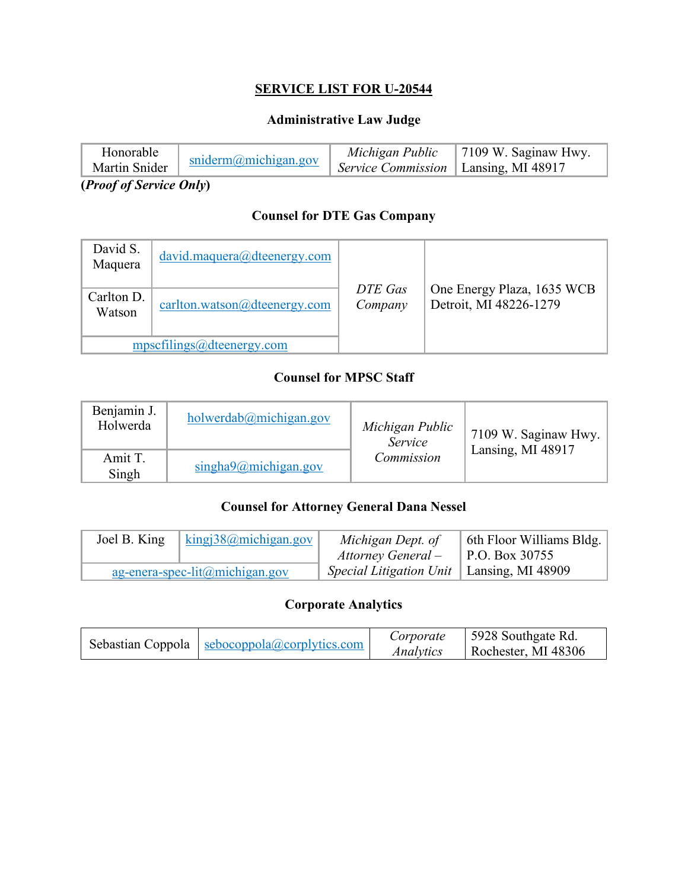**SERVICE LIST FOR U-20544**

**Administrative Law Judge**

| | | | |
|---|---|---|---|
| Honorable Martin Snider | sniderm@michigan.gov | *Michigan Public Service Commission* | 7109 W. Saginaw Hwy. Lansing, MI 48917 |

(***Proof of Service Only***)

**Counsel for DTE Gas Company**

| | | | |
|---|---|---|---|
| David S. Maquera | david.maquera@dteenergy.com | *DTE Gas Company* | One Energy Plaza, 1635 WCB Detroit, MI 48226-1279 |
| Carlton D. Watson | carlton.watson@dteenergy.com | | |
| mpscfilings@dteenergy.com | | | |

**Counsel for MPSC Staff**

| | | | |
|---|---|---|---|
| Benjamin J. Holwerda | holwerdab@michigan.gov | *Michigan Public Service Commission* | 7109 W. Saginaw Hwy. Lansing, MI 48917 |
| Amit T. Singh | singha9@michigan.gov | | |

**Counsel for Attorney General Dana Nessel**

| | | | |
|---|---|---|---|
| Joel B. King | kingj38@michigan.gov | *Michigan Dept. of Attorney General – Special Litigation Unit* | 6th Floor Williams Bldg. P.O. Box 30755 Lansing, MI 48909 |
| ag-enera-spec-lit@michigan.gov | | | |

**Corporate Analytics**

| | | | |
|---|---|---|---|
| Sebastian Coppola | sebocoppola@corplytics.com | *Corporate Analytics* | 5928 Southgate Rd. Rochester, MI 48306 |